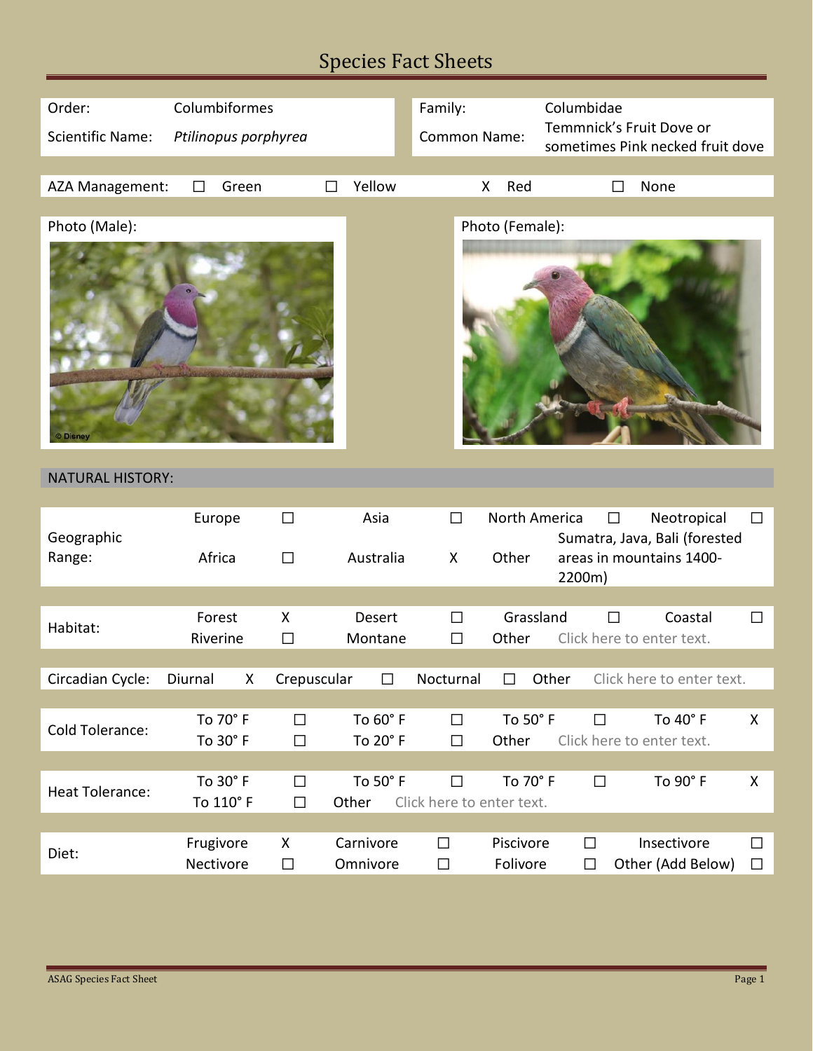# Species Fact Sheets

| | | | |
|---|---|---|---|
| Order: | Columbiformes | Family: | Columbidae |
| Scientific Name: | *Ptilinopus porphyrea* | Common Name: | Temmnick's Fruit Dove or sometimes Pink necked fruit dove |

| AZA Management: | ☐ | Green | ☐ | Yellow | X | Red | ☐ | None |
|---|---|---|---|---|---|---|---|---|

Photo (Male):

© Disney

Photo (Female):

## NATURAL HISTORY:

| | | | | | | | | |
|---|---|---|---|---|---|---|---|---|
| Geographic Range: | Europe | ☐ | Asia | ☐ | North America | ☐ | Neotropical | ☐ |
| | Africa | ☐ | Australia | X | Other | Sumatra, Java, Bali (forested areas in mountains 1400-2200m) | | |

| | | | | | | | | |
|---|---|---|---|---|---|---|---|---|
| Habitat: | Forest | X | Desert | ☐ | Grassland | ☐ | Coastal | ☐ |
| | Riverine | ☐ | Montane | ☐ | Other | Click here to enter text. | | |

| Circadian Cycle: | Diurnal | X | Crepuscular | ☐ | Nocturnal | ☐ | Other | Click here to enter text. |
|---|---|---|---|---|---|---|---|---|

| | | | | | | | | |
|---|---|---|---|---|---|---|---|---|
| Cold Tolerance: | To 70° F | ☐ | To 60° F | ☐ | To 50° F | ☐ | To 40° F | X |
| | To 30° F | ☐ | To 20° F | ☐ | Other | Click here to enter text. | | |

| | | | | | | | | |
|---|---|---|---|---|---|---|---|---|
| Heat Tolerance: | To 30° F | ☐ | To 50° F | ☐ | To 70° F | ☐ | To 90° F | X |
| | To 110° F | ☐ | Other | Click here to enter text. | | | | |

| | | | | | | | | |
|---|---|---|---|---|---|---|---|---|
| Diet: | Frugivore | X | Carnivore | ☐ | Piscivore | ☐ | Insectivore | ☐ |
| | Nectivore | ☐ | Omnivore | ☐ | Folivore | ☐ | Other (Add Below) | ☐ |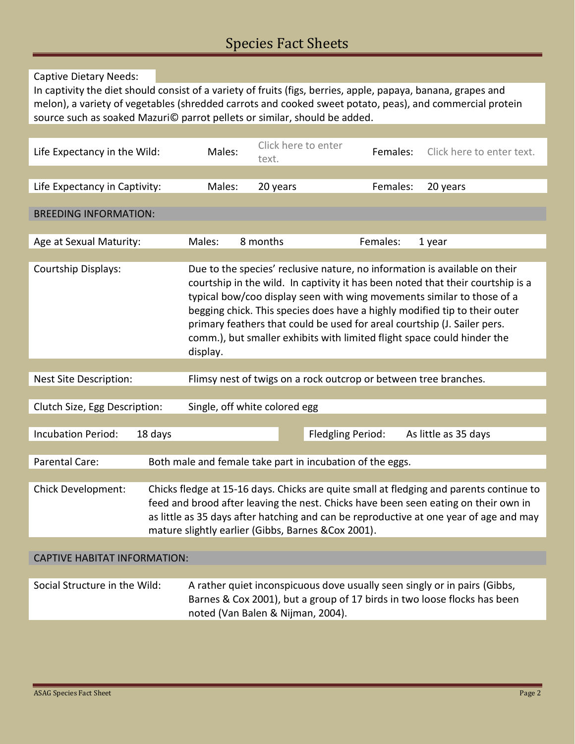# Species Fact Sheets

**Captive Dietary Needs:**
In captivity the diet should consist of a variety of fruits (figs, berries, apple, papaya, banana, grapes and melon), a variety of vegetables (shredded carrots and cooked sweet potato, peas), and commercial protein source such as soaked Mazuri© parrot pellets or similar, should be added.

| | | | | |
|---|---|---|---|---|
| Life Expectancy in the Wild: | Males: | Click here to enter text. | Females: | Click here to enter text. |
| Life Expectancy in Captivity: | Males: | 20 years | Females: | 20 years |

## BREEDING INFORMATION:

| | | | | |
|---|---|---|---|---|
| Age at Sexual Maturity: | Males: | 8 months | Females: | 1 year |

**Courtship Displays:** Due to the species' reclusive nature, no information is available on their courtship in the wild. In captivity it has been noted that their courtship is a typical bow/coo display seen with wing movements similar to those of a begging chick. This species does have a highly modified tip to their outer primary feathers that could be used for areal courtship (J. Sailer pers. comm.), but smaller exhibits with limited flight space could hinder the display.

**Nest Site Description:** Flimsy nest of twigs on a rock outcrop or between tree branches.

**Clutch Size, Egg Description:** Single, off white colored egg

| | | | |
|---|---|---|---|
| Incubation Period: | 18 days | Fledgling Period: | As little as 35 days |

**Parental Care:** Both male and female take part in incubation of the eggs.

**Chick Development:** Chicks fledge at 15-16 days. Chicks are quite small at fledging and parents continue to feed and brood after leaving the nest. Chicks have been seen eating on their own in as little as 35 days after hatching and can be reproductive at one year of age and may mature slightly earlier (Gibbs, Barnes &Cox 2001).

## CAPTIVE HABITAT INFORMATION:

**Social Structure in the Wild:** A rather quiet inconspicuous dove usually seen singly or in pairs (Gibbs, Barnes & Cox 2001), but a group of 17 birds in two loose flocks has been noted (Van Balen & Nijman, 2004).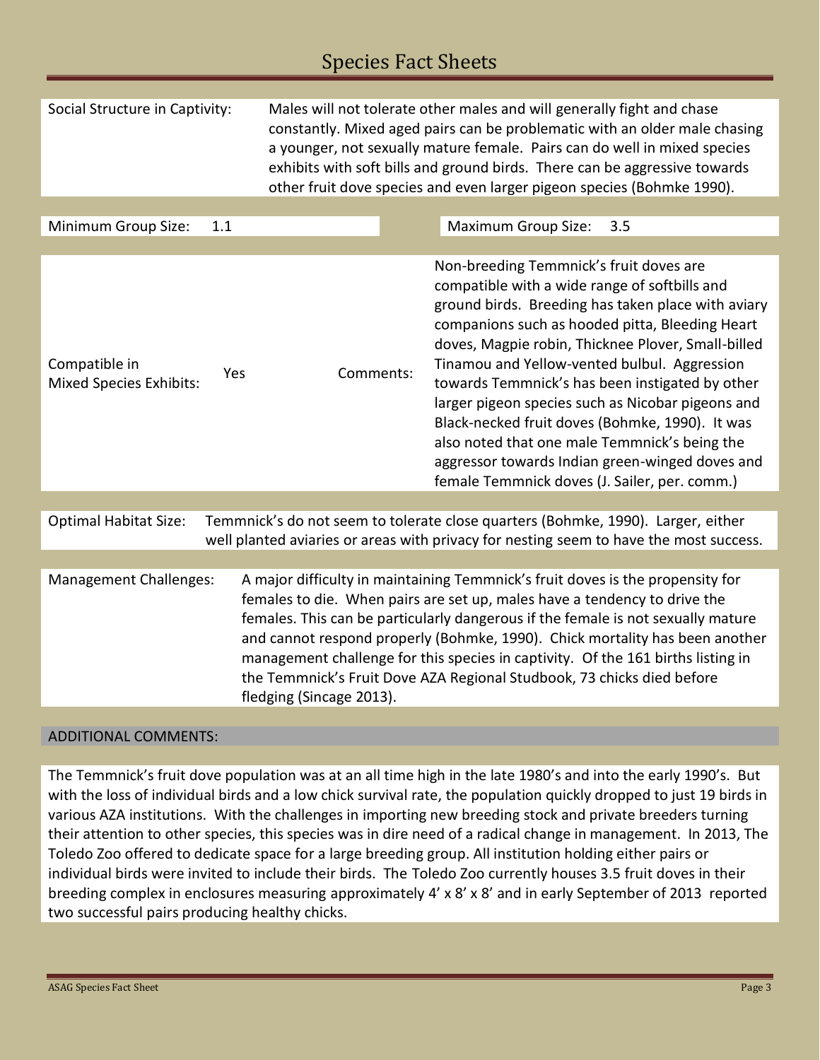# Species Fact Sheets

**Social Structure in Captivity:** Males will not tolerate other males and will generally fight and chase constantly. Mixed aged pairs can be problematic with an older male chasing a younger, not sexually mature female. Pairs can do well in mixed species exhibits with soft bills and ground birds. There can be aggressive towards other fruit dove species and even larger pigeon species (Bohmke 1990).

| Minimum Group Size: | 1.1 | Maximum Group Size: | 3.5 |
|---|---|---|---|

**Compatible in Mixed Species Exhibits:** Yes

**Comments:** Non-breeding Temmnick's fruit doves are compatible with a wide range of softbills and ground birds. Breeding has taken place with aviary companions such as hooded pitta, Bleeding Heart doves, Magpie robin, Thicknee Plover, Small-billed Tinamou and Yellow-vented bulbul. Aggression towards Temmnick's has been instigated by other larger pigeon species such as Nicobar pigeons and Black-necked fruit doves (Bohmke, 1990). It was also noted that one male Temmnick's being the aggressor towards Indian green-winged doves and female Temmnick doves (J. Sailer, per. comm.)

**Optimal Habitat Size:** Temmnick's do not seem to tolerate close quarters (Bohmke, 1990). Larger, either well planted aviaries or areas with privacy for nesting seem to have the most success.

**Management Challenges:** A major difficulty in maintaining Temmnick's fruit doves is the propensity for females to die. When pairs are set up, males have a tendency to drive the females. This can be particularly dangerous if the female is not sexually mature and cannot respond properly (Bohmke, 1990). Chick mortality has been another management challenge for this species in captivity. Of the 161 births listing in the Temmnick's Fruit Dove AZA Regional Studbook, 73 chicks died before fledging (Sincage 2013).

## ADDITIONAL COMMENTS:

The Temmnick's fruit dove population was at an all time high in the late 1980's and into the early 1990's. But with the loss of individual birds and a low chick survival rate, the population quickly dropped to just 19 birds in various AZA institutions. With the challenges in importing new breeding stock and private breeders turning their attention to other species, this species was in dire need of a radical change in management. In 2013, The Toledo Zoo offered to dedicate space for a large breeding group. All institution holding either pairs or individual birds were invited to include their birds. The Toledo Zoo currently houses 3.5 fruit doves in their breeding complex in enclosures measuring approximately 4' x 8' x 8' and in early September of 2013 reported two successful pairs producing healthy chicks.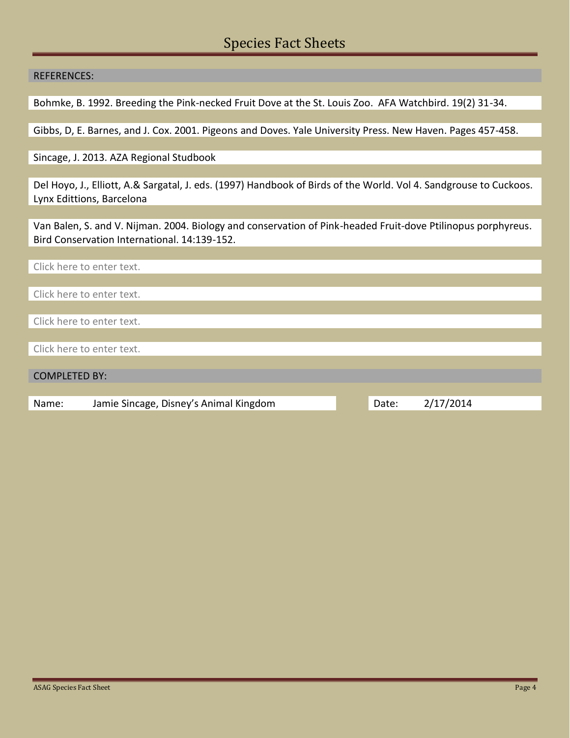REFERENCES:

Bohmke, B. 1992. Breeding the Pink-necked Fruit Dove at the St. Louis Zoo. AFA Watchbird. 19(2) 31-34.

Gibbs, D, E. Barnes, and J. Cox. 2001. Pigeons and Doves. Yale University Press. New Haven. Pages 457-458.

Sincage, J. 2013. AZA Regional Studbook

Del Hoyo, J., Elliott, A.& Sargatal, J. eds. (1997) Handbook of Birds of the World. Vol 4. Sandgrouse to Cuckoos. Lynx Edittions, Barcelona

Van Balen, S. and V. Nijman. 2004. Biology and conservation of Pink-headed Fruit-dove Ptilinopus porphyreus. Bird Conservation International. 14:139-152.

Click here to enter text.

Click here to enter text.

Click here to enter text.

Click here to enter text.

COMPLETED BY:

Name: Jamie Sincage, Disney's Animal Kingdom

Date: 2/17/2014